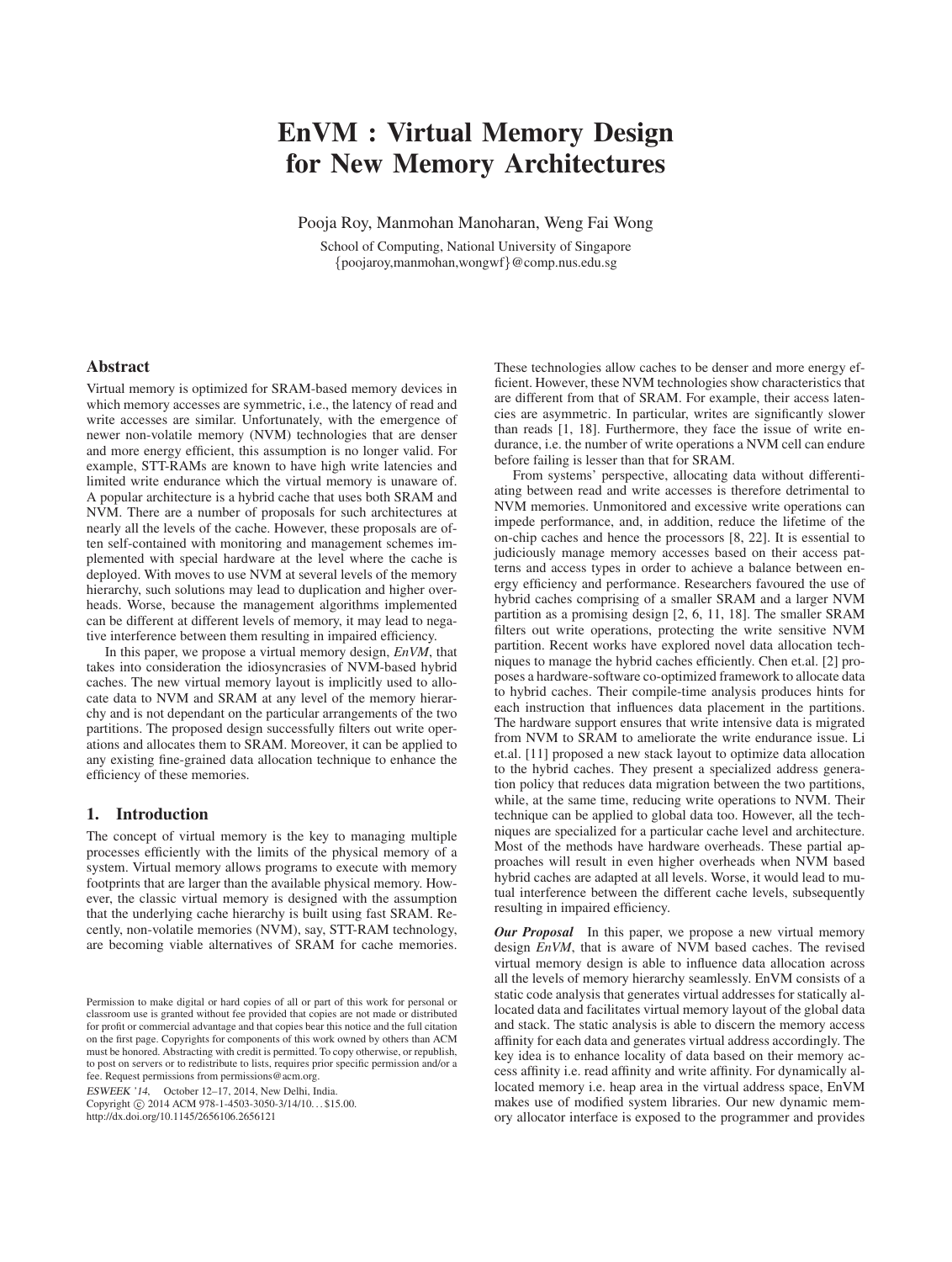# EnVM : Virtual Memory Design for New Memory Architectures

Pooja Roy, Manmohan Manoharan, Weng Fai Wong

School of Computing, National University of Singapore
{poojaroy,manmohan,wongwf}@comp.nus.edu.sg

## Abstract

Virtual memory is optimized for SRAM-based memory devices in which memory accesses are symmetric, i.e., the latency of read and write accesses are similar. Unfortunately, with the emergence of newer non-volatile memory (NVM) technologies that are denser and more energy efficient, this assumption is no longer valid. For example, STT-RAMs are known to have high write latencies and limited write endurance which the virtual memory is unaware of. A popular architecture is a hybrid cache that uses both SRAM and NVM. There are a number of proposals for such architectures at nearly all the levels of the cache. However, these proposals are often self-contained with monitoring and management schemes implemented with special hardware at the level where the cache is deployed. With moves to use NVM at several levels of the memory hierarchy, such solutions may lead to duplication and higher overheads. Worse, because the management algorithms implemented can be different at different levels of memory, it may lead to negative interference between them resulting in impaired efficiency.

In this paper, we propose a virtual memory design, *EnVM*, that takes into consideration the idiosyncrasies of NVM-based hybrid caches. The new virtual memory layout is implicitly used to allocate data to NVM and SRAM at any level of the memory hierarchy and is not dependant on the particular arrangements of the two partitions. The proposed design successfully filters out write operations and allocates them to SRAM. Moreover, it can be applied to any existing fine-grained data allocation technique to enhance the efficiency of these memories.

## 1. Introduction

The concept of virtual memory is the key to managing multiple processes efficiently with the limits of the physical memory of a system. Virtual memory allows programs to execute with memory footprints that are larger than the available physical memory. However, the classic virtual memory is designed with the assumption that the underlying cache hierarchy is built using fast SRAM. Recently, non-volatile memories (NVM), say, STT-RAM technology, are becoming viable alternatives of SRAM for cache memories. These technologies allow caches to be denser and more energy efficient. However, these NVM technologies show characteristics that are different from that of SRAM. For example, their access latencies are asymmetric. In particular, writes are significantly slower than reads [1, 18]. Furthermore, they face the issue of write endurance, i.e. the number of write operations a NVM cell can endure before failing is lesser than that for SRAM.

From systems' perspective, allocating data without differentiating between read and write accesses is therefore detrimental to NVM memories. Unmonitored and excessive write operations can impede performance, and, in addition, reduce the lifetime of the on-chip caches and hence the processors [8, 22]. It is essential to judiciously manage memory accesses based on their access patterns and access types in order to achieve a balance between energy efficiency and performance. Researchers favoured the use of hybrid caches comprising of a smaller SRAM and a larger NVM partition as a promising design [2, 6, 11, 18]. The smaller SRAM filters out write operations, protecting the write sensitive NVM partition. Recent works have explored novel data allocation techniques to manage the hybrid caches efficiently. Chen et.al. [2] proposes a hardware-software co-optimized framework to allocate data to hybrid caches. Their compile-time analysis produces hints for each instruction that influences data placement in the partitions. The hardware support ensures that write intensive data is migrated from NVM to SRAM to ameliorate the write endurance issue. Li et.al. [11] proposed a new stack layout to optimize data allocation to the hybrid caches. They present a specialized address generation policy that reduces data migration between the two partitions, while, at the same time, reducing write operations to NVM. Their technique can be applied to global data too. However, all the techniques are specialized for a particular cache level and architecture. Most of the methods have hardware overheads. These partial approaches will result in even higher overheads when NVM based hybrid caches are adapted at all levels. Worse, it would lead to mutual interference between the different cache levels, subsequently resulting in impaired efficiency.

***Our Proposal*** In this paper, we propose a new virtual memory design *EnVM*, that is aware of NVM based caches. The revised virtual memory design is able to influence data allocation across all the levels of memory hierarchy seamlessly. EnVM consists of a static code analysis that generates virtual addresses for statically allocated data and facilitates virtual memory layout of the global data and stack. The static analysis is able to discern the memory access affinity for each data and generates virtual address accordingly. The key idea is to enhance locality of data based on their memory access affinity i.e. read affinity and write affinity. For dynamically allocated memory i.e. heap area in the virtual address space, EnVM makes use of modified system libraries. Our new dynamic memory allocator interface is exposed to the programmer and provides

Permission to make digital or hard copies of all or part of this work for personal or classroom use is granted without fee provided that copies are not made or distributed for profit or commercial advantage and that copies bear this notice and the full citation on the first page. Copyrights for components of this work owned by others than ACM must be honored. Abstracting with credit is permitted. To copy otherwise, or republish, to post on servers or to redistribute to lists, requires prior specific permission and/or a fee. Request permissions from permissions@acm.org.

*ESWEEK '14*, October 12–17, 2014, New Delhi, India.
Copyright © 2014 ACM 978-1-4503-3050-3/14/10...$15.00.
http://dx.doi.org/10.1145/2656106.2656121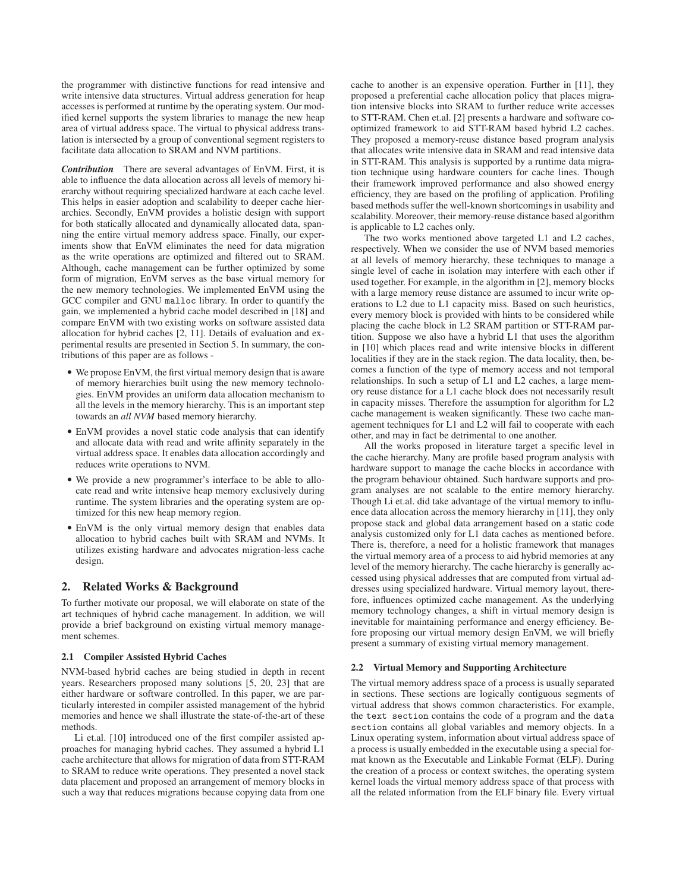the programmer with distinctive functions for read intensive and write intensive data structures. Virtual address generation for heap accesses is performed at runtime by the operating system. Our modified kernel supports the system libraries to manage the new heap area of virtual address space. The virtual to physical address translation is intersected by a group of conventional segment registers to facilitate data allocation to SRAM and NVM partitions.

***Contribution*** There are several advantages of EnVM. First, it is able to influence the data allocation across all levels of memory hierarchy without requiring specialized hardware at each cache level. This helps in easier adoption and scalability to deeper cache hierarchies. Secondly, EnVM provides a holistic design with support for both statically allocated and dynamically allocated data, spanning the entire virtual memory address space. Finally, our experiments show that EnVM eliminates the need for data migration as the write operations are optimized and filtered out to SRAM. Although, cache management can be further optimized by some form of migration, EnVM serves as the base virtual memory for the new memory technologies. We implemented EnVM using the GCC compiler and GNU `malloc` library. In order to quantify the gain, we implemented a hybrid cache model described in [18] and compare EnVM with two existing works on software assisted data allocation for hybrid caches [2, 11]. Details of evaluation and experimental results are presented in Section 5. In summary, the contributions of this paper are as follows -

- We propose EnVM, the first virtual memory design that is aware of memory hierarchies built using the new memory technologies. EnVM provides an uniform data allocation mechanism to all the levels in the memory hierarchy. This is an important step towards an *all NVM* based memory hierarchy.
- EnVM provides a novel static code analysis that can identify and allocate data with read and write affinity separately in the virtual address space. It enables data allocation accordingly and reduces write operations to NVM.
- We provide a new programmer's interface to be able to allocate read and write intensive heap memory exclusively during runtime. The system libraries and the operating system are optimized for this new heap memory region.
- EnVM is the only virtual memory design that enables data allocation to hybrid caches built with SRAM and NVMs. It utilizes existing hardware and advocates migration-less cache design.

## 2. Related Works & Background

To further motivate our proposal, we will elaborate on state of the art techniques of hybrid cache management. In addition, we will provide a brief background on existing virtual memory management schemes.

### 2.1 Compiler Assisted Hybrid Caches

NVM-based hybrid caches are being studied in depth in recent years. Researchers proposed many solutions [5, 20, 23] that are either hardware or software controlled. In this paper, we are particularly interested in compiler assisted management of the hybrid memories and hence we shall illustrate the state-of-the-art of these methods.

Li et.al. [10] introduced one of the first compiler assisted approaches for managing hybrid caches. They assumed a hybrid L1 cache architecture that allows for migration of data from STT-RAM to SRAM to reduce write operations. They presented a novel stack data placement and proposed an arrangement of memory blocks in such a way that reduces migrations because copying data from one cache to another is an expensive operation. Further in [11], they proposed a preferential cache allocation policy that places migration intensive blocks into SRAM to further reduce write accesses to STT-RAM. Chen et.al. [2] presents a hardware and software co-optimized framework to aid STT-RAM based hybrid L2 caches. They proposed a memory-reuse distance based program analysis that allocates write intensive data in SRAM and read intensive data in STT-RAM. This analysis is supported by a runtime data migration technique using hardware counters for cache lines. Though their framework improved performance and also showed energy efficiency, they are based on the profiling of application. Profiling based methods suffer the well-known shortcomings in usability and scalability. Moreover, their memory-reuse distance based algorithm is applicable to L2 caches only.

The two works mentioned above targeted L1 and L2 caches, respectively. When we consider the use of NVM based memories at all levels of memory hierarchy, these techniques to manage a single level of cache in isolation may interfere with each other if used together. For example, in the algorithm in [2], memory blocks with a large memory reuse distance are assumed to incur write operations to L2 due to L1 capacity miss. Based on such heuristics, every memory block is provided with hints to be considered while placing the cache block in L2 SRAM partition or STT-RAM partition. Suppose we also have a hybrid L1 that uses the algorithm in [10] which places read and write intensive blocks in different localities if they are in the stack region. The data locality, then, becomes a function of the type of memory access and not temporal relationships. In such a setup of L1 and L2 caches, a large memory reuse distance for a L1 cache block does not necessarily result in capacity misses. Therefore the assumption for algorithm for L2 cache management is weaken significantly. These two cache management techniques for L1 and L2 will fail to cooperate with each other, and may in fact be detrimental to one another.

All the works proposed in literature target a specific level in the cache hierarchy. Many are profile based program analysis with hardware support to manage the cache blocks in accordance with the program behaviour obtained. Such hardware supports and program analyses are not scalable to the entire memory hierarchy. Though Li et.al. did take advantage of the virtual memory to influence data allocation across the memory hierarchy in [11], they only propose stack and global data arrangement based on a static code analysis customized only for L1 data caches as mentioned before. There is, therefore, a need for a holistic framework that manages the virtual memory area of a process to aid hybrid memories at any level of the memory hierarchy. The cache hierarchy is generally accessed using physical addresses that are computed from virtual addresses using specialized hardware. Virtual memory layout, therefore, influences optimized cache management. As the underlying memory technology changes, a shift in virtual memory design is inevitable for maintaining performance and energy efficiency. Before proposing our virtual memory design EnVM, we will briefly present a summary of existing virtual memory management.

### 2.2 Virtual Memory and Supporting Architecture

The virtual memory address space of a process is usually separated in sections. These sections are logically contiguous segments of virtual address that shows common characteristics. For example, the `text section` contains the code of a program and the `data section` contains all global variables and memory objects. In a Linux operating system, information about virtual address space of a process is usually embedded in the executable using a special format known as the Executable and Linkable Format (ELF). During the creation of a process or context switches, the operating system kernel loads the virtual memory address space of that process with all the related information from the ELF binary file. Every virtual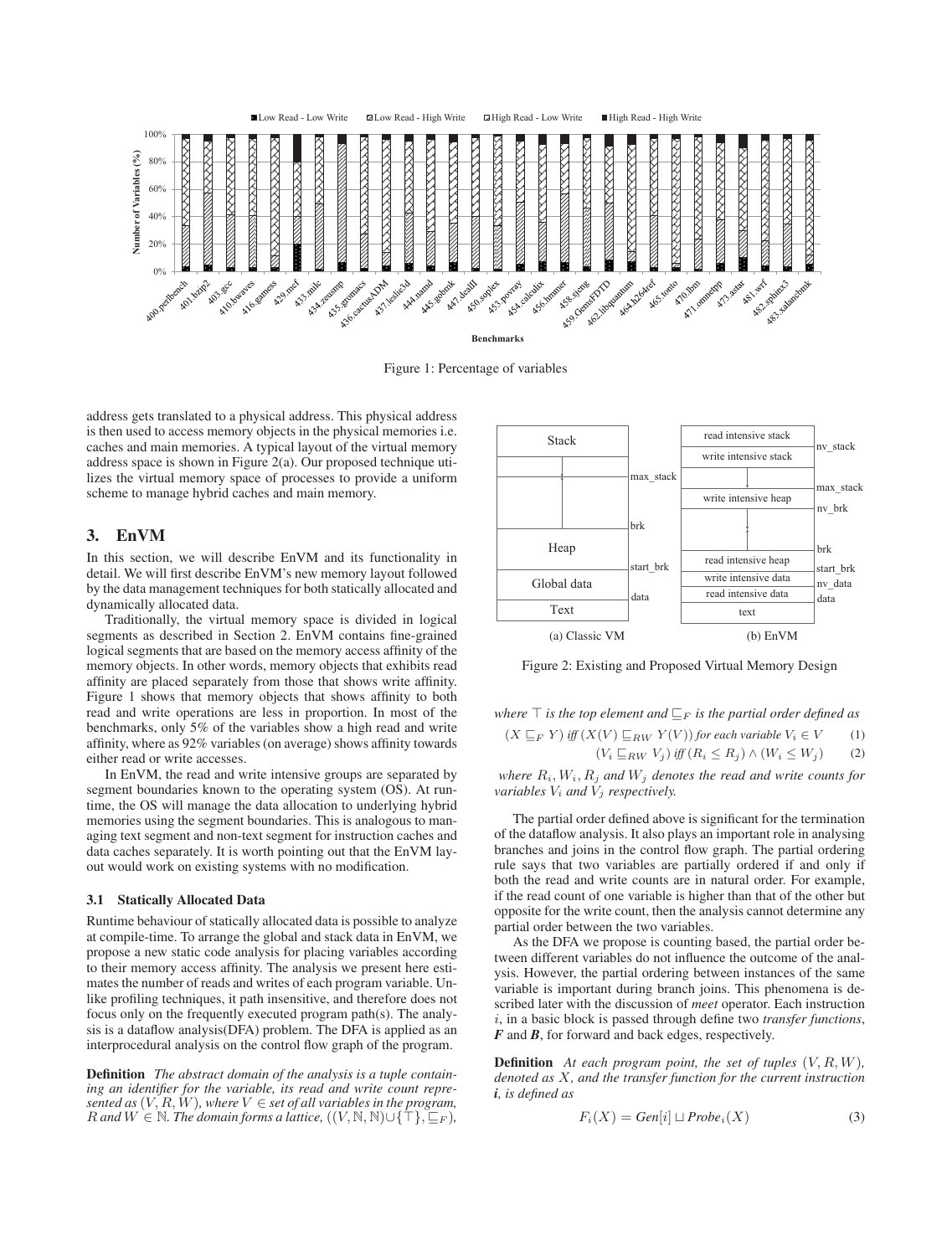Figure 1: Percentage of variables

address gets translated to a physical address. This physical address is then used to access memory objects in the physical memories i.e. caches and main memories. A typical layout of the virtual memory address space is shown in Figure 2(a). Our proposed technique utilizes the virtual memory space of processes to provide a uniform scheme to manage hybrid caches and main memory.

## 3. EnVM

In this section, we will describe EnVM and its functionality in detail. We will first describe EnVM's new memory layout followed by the data management techniques for both statically allocated and dynamically allocated data.

Traditionally, the virtual memory space is divided in logical segments as described in Section 2. EnVM contains fine-grained logical segments that are based on the memory access affinity of the memory objects. In other words, memory objects that exhibits read affinity are placed separately from those that shows write affinity. Figure 1 shows that memory objects that shows affinity to both read and write operations are less in proportion. In most of the benchmarks, only 5% of the variables show a high read and write affinity, where as 92% variables (on average) shows affinity towards either read or write accesses.

In EnVM, the read and write intensive groups are separated by segment boundaries known to the operating system (OS). At runtime, the OS will manage the data allocation to underlying hybrid memories using the segment boundaries. This is analogous to managing text segment and non-text segment for instruction caches and data caches separately. It is worth pointing out that the EnVM layout would work on existing systems with no modification.

### 3.1 Statically Allocated Data

Runtime behaviour of statically allocated data is possible to analyze at compile-time. To arrange the global and stack data in EnVM, we propose a new static code analysis for placing variables according to their memory access affinity. The analysis we present here estimates the number of reads and writes of each program variable. Unlike profiling techniques, it path insensitive, and therefore does not focus only on the frequently executed program path(s). The analysis is a dataflow analysis(DFA) problem. The DFA is applied as an interprocedural analysis on the control flow graph of the program.

**Definition** *The abstract domain of the analysis is a tuple containing an identifier for the variable, its read and write count represented as $(V, R, W)$, where $V \in$ set of all variables in the program, $R$ and $W \in \mathbb{N}$. The domain forms a lattice, $((V, \mathbb{N}, \mathbb{N}) \cup \{\top\}, \sqsubseteq_F)$,*

Figure 2: Existing and Proposed Virtual Memory Design

*where $\top$ is the top element and $\sqsubseteq_F$ is the partial order defined as*

$$(X \sqsubseteq_F Y) \text{ iff } (X(V) \sqsubseteq_{RW} Y(V)) \text{ for each variable } V_i \in V \quad (1)$$

$$(V_i \sqsubseteq_{RW} V_j) \text{ iff } (R_i \leq R_j) \wedge (W_i \leq W_j) \quad (2)$$

*where $R_i, W_i, R_j$ and $W_j$ denotes the read and write counts for variables $V_i$ and $V_j$ respectively.*

The partial order defined above is significant for the termination of the dataflow analysis. It also plays an important role in analysing branches and joins in the control flow graph. The partial ordering rule says that two variables are partially ordered if and only if both the read and write counts are in natural order. For example, if the read count of one variable is higher than that of the other but opposite for the write count, then the analysis cannot determine any partial order between the two variables.

As the DFA we propose is counting based, the partial order between different variables do not influence the outcome of the analysis. However, the partial ordering between instances of the same variable is important during branch joins. This phenomena is described later with the discussion of *meet* operator. Each instruction $i$, in a basic block is passed through define two *transfer functions*, ***F*** and ***B***, for forward and back edges, respectively.

**Definition** *At each program point, the set of tuples $(V, R, W)$, denoted as $X$, and the transfer function for the current instruction **i**, is defined as*

$$F_i(X) = Gen[i] \sqcup Probe_i(X) \quad (3)$$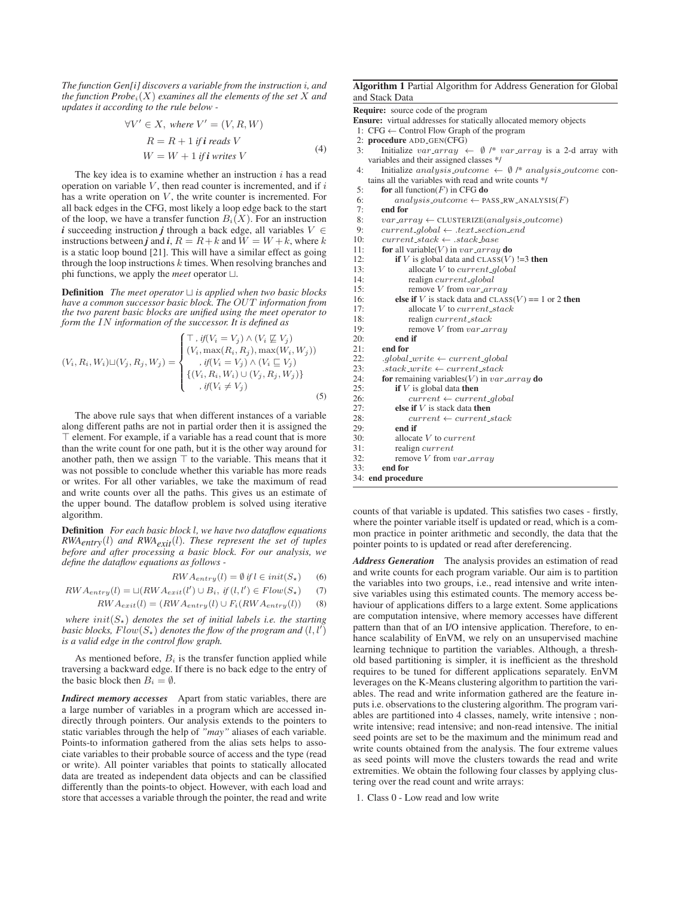*The function Gen[i] discovers a variable from the instruction $i$, and the function $Probe_i(X)$ examines all the elements of the set $X$ and updates it according to the rule below -*

$$
\begin{aligned}
\forall V' \in X,&\ \textit{where } V' = (V, R, W) \\
R &= R + 1 \textit{ if } \boldsymbol{i} \textit{ reads } V \\
W &= W + 1 \textit{ if } \boldsymbol{i} \textit{ writes } V
\end{aligned} \tag{4}
$$

The key idea is to examine whether an instruction $i$ has a read operation on variable $V$, then read counter is incremented, and if $i$ has a write operation on $V$, the write counter is incremented. For all back edges in the CFG, most likely a loop edge back to the start of the loop, we have a transfer function $B_i(X)$. For an instruction $\boldsymbol{i}$ succeeding instruction $\boldsymbol{j}$ through a back edge, all variables $V \in$ instructions between $\boldsymbol{j}$ and $\boldsymbol{i}$, $R = R + k$ and $W = W + k$, where $k$ is a static loop bound [21]. This will have a similar effect as going through the loop instructions $k$ times. When resolving branches and phi functions, we apply the *meet* operator $\sqcup$.

**Definition** *The meet operator $\sqcup$ is applied when two basic blocks have a common successor basic block. The $OUT$ information from the two parent basic blocks are unified using the meet operator to form the $IN$ information of the successor. It is defined as*

$$
(V_i, R_i, W_i) \sqcup (V_j, R_j, W_j) = \begin{cases} \top \text{, } if (V_i = V_j) \wedge (V_i \not\sqsubseteq V_j) \\ (V_i, \max(R_i, R_j), \max(W_i, W_j)) \\ \quad \text{, } if (V_i = V_j) \wedge (V_i \sqsubseteq V_j) \\ \{(V_i, R_i, W_i) \cup (V_j, R_j, W_j)\} \\ \quad \text{, } if (V_i \neq V_j) \end{cases} \tag{5}
$$

The above rule says that when different instances of a variable along different paths are not in partial order then it is assigned the $\top$ element. For example, if a variable has a read count that is more than the write count for one path, but it is the other way around for another path, then we assign $\top$ to the variable. This means that it was not possible to conclude whether this variable has more reads or writes. For all other variables, we take the maximum of read and write counts over all the paths. This gives us an estimate of the upper bound. The dataflow problem is solved using iterative algorithm.

**Definition** *For each basic block $l$, we have two dataflow equations $RWA_{entry}(l)$ and $RWA_{exit}(l)$. These represent the set of tuples before and after processing a basic block. For our analysis, we define the dataflow equations as follows -*

$$
RWA_{entry}(l) = \emptyset \ \textit{if } l \in init(S_\star) \tag{6}
$$

$$
RWA_{entry}(l) = \sqcup (RWA_{exit}(l') \cup B_i, \ \textit{if } (l, l') \in Flow(S_\star) \tag{7}
$$

$$
RWA_{exit}(l) = (RWA_{entry}(l) \cup F_i(RWA_{entry}(l)) \tag{8}
$$

*where $init(S_\star)$ denotes the set of initial labels i.e. the starting basic blocks, $Flow(S_\star)$ denotes the flow of the program and $(l, l')$ is a valid edge in the control flow graph.*

As mentioned before, $B_i$ is the transfer function applied while traversing a backward edge. If there is no back edge to the entry of the basic block then $B_i = \emptyset$.

***Indirect memory accesses*** Apart from static variables, there are a large number of variables in a program which are accessed indirectly through pointers. Our analysis extends to the pointers to static variables through the help of *"may"* aliases of each variable. Points-to information gathered from the alias sets helps to associate variables to their probable source of access and the type (read or write). All pointer variables that points to statically allocated data are treated as independent data objects and can be classified differently than the points-to object. However, with each load and store that accesses a variable through the pointer, the read and write counts of that variable is updated. This satisfies two cases - firstly, where the pointer variable itself is updated or read, which is a common practice in pointer arithmetic and secondly, the data that the pointer points to is updated or read after dereferencing.

**Algorithm 1** Partial Algorithm for Address Generation for Global and Stack Data

```
Require: source code of the program
Ensure: virtual addresses for statically allocated memory objects
 1: CFG ← Control Flow Graph of the program
 2: procedure ADD_GEN(CFG)
 3:     Initialize var_array ← ∅ /* var_array is a 2-d array with
        variables and their assigned classes */
 4:     Initialize analysis_outcome ← ∅ /* analysis_outcome contains
        all the variables with read and write counts */
 5:     for all function(F) in CFG do
 6:         analysis_outcome ← PASS_RW_ANALYSIS(F)
 7:     end for
 8:     var_array ← CLUSTERIZE(analysis_outcome)
 9:     current_global ← .text_section_end
10:     current_stack ← .stack_base
11:     for all variable(V) in var_array do
12:         if V is global data and CLASS(V) != 3 then
13:             allocate V to current_global
14:             realign current_global
15:             remove V from var_array
16:         else if V is stack data and CLASS(V) == 1 or 2 then
17:             allocate V to current_stack
18:             realign current_stack
19:             remove V from var_array
20:         end if
21:     end for
22:     .global_write ← current_global
23:     .stack_write ← current_stack
24:     for remaining variables(V) in var_array do
25:         if V is global data then
26:             current ← current_global
27:         else if V is stack data then
28:             current ← current_stack
29:         end if
30:         allocate V to current
31:         realign current
32:         remove V from var_array
33:     end for
34: end procedure
```

***Address Generation*** The analysis provides an estimation of read and write counts for each program variable. Our aim is to partition the variables into two groups, i.e., read intensive and write intensive variables using this estimated counts. The memory access behaviour of applications differs to a large extent. Some applications are computation intensive, where memory accesses have different pattern than that of an I/O intensive application. Therefore, to enhance scalability of EnVM, we rely on an unsupervised machine learning technique to partition the variables. Although, a threshold based partitioning is simpler, it is inefficient as the threshold requires to be tuned for different applications separately. EnVM leverages on the K-Means clustering algorithm to partition the variables. The read and write information gathered are the feature inputs i.e. observations to the clustering algorithm. The program variables are partitioned into 4 classes, namely, write intensive ; non-write intensive; read intensive; and non-read intensive. The initial seed points are set to be the maximum and the minimum read and write counts obtained from the analysis. The four extreme values as seed points will move the clusters towards the read and write extremities. We obtain the following four classes by applying clustering over the read count and write arrays:

1. Class 0 - Low read and low write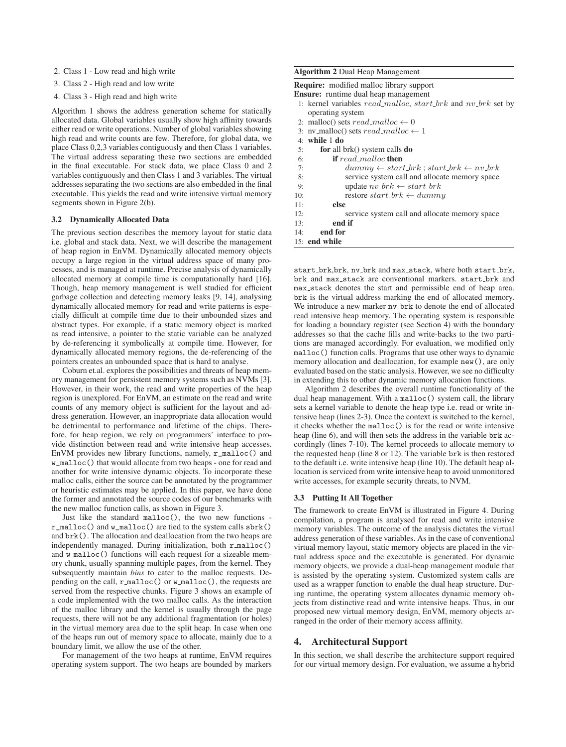2. Class 1 - Low read and high write
3. Class 2 - High read and low write
4. Class 3 - High read and high write

Algorithm 1 shows the address generation scheme for statically allocated data. Global variables usually show high affinity towards either read or write operations. Number of global variables showing high read and write counts are few. Therefore, for global data, we place Class 0,2,3 variables contiguously and then Class 1 variables. The virtual address separating these two sections are embedded in the final executable. For stack data, we place Class 0 and 2 variables contiguously and then Class 1 and 3 variables. The virtual addresses separating the two sections are also embedded in the final executable. This yields the read and write intensive virtual memory segments shown in Figure 2(b).

### 3.2 Dynamically Allocated Data

The previous section describes the memory layout for static data i.e. global and stack data. Next, we will describe the management of heap region in EnVM. Dynamically allocated memory objects occupy a large region in the virtual address space of many processes, and is managed at runtime. Precise analysis of dynamically allocated memory at compile time is computationally hard [16]. Though, heap memory management is well studied for efficient garbage collection and detecting memory leaks [9, 14], analysing dynamically allocated memory for read and write patterns is especially difficult at compile time due to their unbounded sizes and abstract types. For example, if a static memory object is marked as read intensive, a pointer to the static variable can be analyzed by de-referencing it symbolically at compile time. However, for dynamically allocated memory regions, the de-referencing of the pointers creates an unbounded space that is hard to analyse.

Coburn et.al. explores the possibilities and threats of heap memory management for persistent memory systems such as NVMs [3]. However, in their work, the read and write properties of the heap region is unexplored. For EnVM, an estimate on the read and write counts of any memory object is sufficient for the layout and address generation. However, an inappropriate data allocation would be detrimental to performance and lifetime of the chips. Therefore, for heap region, we rely on programmers' interface to provide distinction between read and write intensive heap accesses. EnVM provides new library functions, namely, `r_malloc()` and `w_malloc()` that would allocate from two heaps - one for read and another for write intensive dynamic objects. To incorporate these malloc calls, either the source can be annotated by the programmer or heuristic estimates may be applied. In this paper, we have done the former and annotated the source codes of our benchmarks with the new malloc function calls, as shown in Figure 3.

Just like the standard `malloc()`, the two new functions - `r_malloc()` and `w_malloc()` are tied to the system calls `sbrk()` and `brk()`. The allocation and deallocation from the two heaps are independently managed. During initialization, both `r_malloc()` and `w_malloc()` functions will each request for a sizeable memory chunk, usually spanning multiple pages, from the kernel. They subsequently maintain *bins* to cater to the malloc requests. Depending on the call, `r_malloc()` or `w_malloc()`, the requests are served from the respective chunks. Figure 3 shows an example of a code implemented with the two malloc calls. As the interaction of the malloc library and the kernel is usually through the page requests, there will not be any additional fragmentation (or holes) in the virtual memory area due to the split heap. In case when one of the heaps run out of memory space to allocate, mainly due to a boundary limit, we allow the use of the other.

For management of the two heaps at runtime, EnVM requires operating system support. The two heaps are bounded by markers `start_brk`, `brk`, `nv_brk` and `max_stack`, where both `start_brk`, `brk` and `max_stack` are conventional markers. `start_brk` and `max_stack` denotes the start and permissible end of heap area. `brk` is the virtual address marking the end of allocated memory. We introduce a new marker `nv_brk` to denote the end of allocated read intensive heap memory. The operating system is responsible for loading a boundary register (see Section 4) with the boundary addresses so that the cache fills and write-backs to the two partitions are managed accordingly. For evaluation, we modified only `malloc()` function calls. Programs that use other ways to dynamic memory allocation and deallocation, for example `new()`, are only evaluated based on the static analysis. However, we see no difficulty in extending this to other dynamic memory allocation functions.

**Algorithm 2** Dual Heap Management

**Require:** modified malloc library support
**Ensure:** runtime dual heap management

1: kernel variables $read\_malloc$, $start\_brk$ and $nv\_brk$ set by operating system
2: malloc() sets $read\_malloc \leftarrow 0$
3: nv_malloc() sets $read\_malloc \leftarrow 1$
4: **while** 1 **do**
5: &nbsp;&nbsp;&nbsp;&nbsp;**for** all brk() system calls **do**
6: &nbsp;&nbsp;&nbsp;&nbsp;&nbsp;&nbsp;&nbsp;&nbsp;**if** $read\_malloc$ **then**
7: &nbsp;&nbsp;&nbsp;&nbsp;&nbsp;&nbsp;&nbsp;&nbsp;&nbsp;&nbsp;&nbsp;&nbsp;$dummy \leftarrow start\_brk$ ; $start\_brk \leftarrow nv\_brk$
8: &nbsp;&nbsp;&nbsp;&nbsp;&nbsp;&nbsp;&nbsp;&nbsp;&nbsp;&nbsp;&nbsp;&nbsp;service system call and allocate memory space
9: &nbsp;&nbsp;&nbsp;&nbsp;&nbsp;&nbsp;&nbsp;&nbsp;&nbsp;&nbsp;&nbsp;&nbsp;update $nv\_brk \leftarrow start\_brk$
10: &nbsp;&nbsp;&nbsp;&nbsp;&nbsp;&nbsp;&nbsp;&nbsp;&nbsp;&nbsp;&nbsp;restore $start\_brk \leftarrow dummy$
11: &nbsp;&nbsp;&nbsp;&nbsp;&nbsp;&nbsp;&nbsp;**else**
12: &nbsp;&nbsp;&nbsp;&nbsp;&nbsp;&nbsp;&nbsp;&nbsp;&nbsp;&nbsp;&nbsp;service system call and allocate memory space
13: &nbsp;&nbsp;&nbsp;&nbsp;&nbsp;&nbsp;&nbsp;**end if**
14: &nbsp;&nbsp;&nbsp;**end for**
15: **end while**

Algorithm 2 describes the overall runtime functionality of the dual heap management. With a `malloc()` system call, the library sets a kernel variable to denote the heap type i.e. read or write intensive heap (lines 2-3). Once the context is switched to the kernel, it checks whether the `malloc()` is for the read or write intensive heap (line 6), and will then sets the address in the variable `brk` accordingly (lines 7-10). The kernel proceeds to allocate memory to the requested heap (line 8 or 12). The variable `brk` is then restored to the default i.e. write intensive heap (line 10). The default heap allocation is serviced from write intensive heap to avoid unmonitored write accesses, for example security threats, to NVM.

### 3.3 Putting It All Together

The framework to create EnVM is illustrated in Figure 4. During compilation, a program is analysed for read and write intensive memory variables. The outcome of the analysis dictates the virtual address generation of these variables. As in the case of conventional virtual memory layout, static memory objects are placed in the virtual address space and the executable is generated. For dynamic memory objects, we provide a dual-heap management module that is assisted by the operating system. Customized system calls are used as a wrapper function to enable the dual heap structure. During runtime, the operating system allocates dynamic memory objects from distinctive read and write intensive heaps. Thus, in our proposed new virtual memory design, EnVM, memory objects arranged in the order of their memory access affinity.

## 4. Architectural Support

In this section, we shall describe the architecture support required for our virtual memory design. For evaluation, we assume a hybrid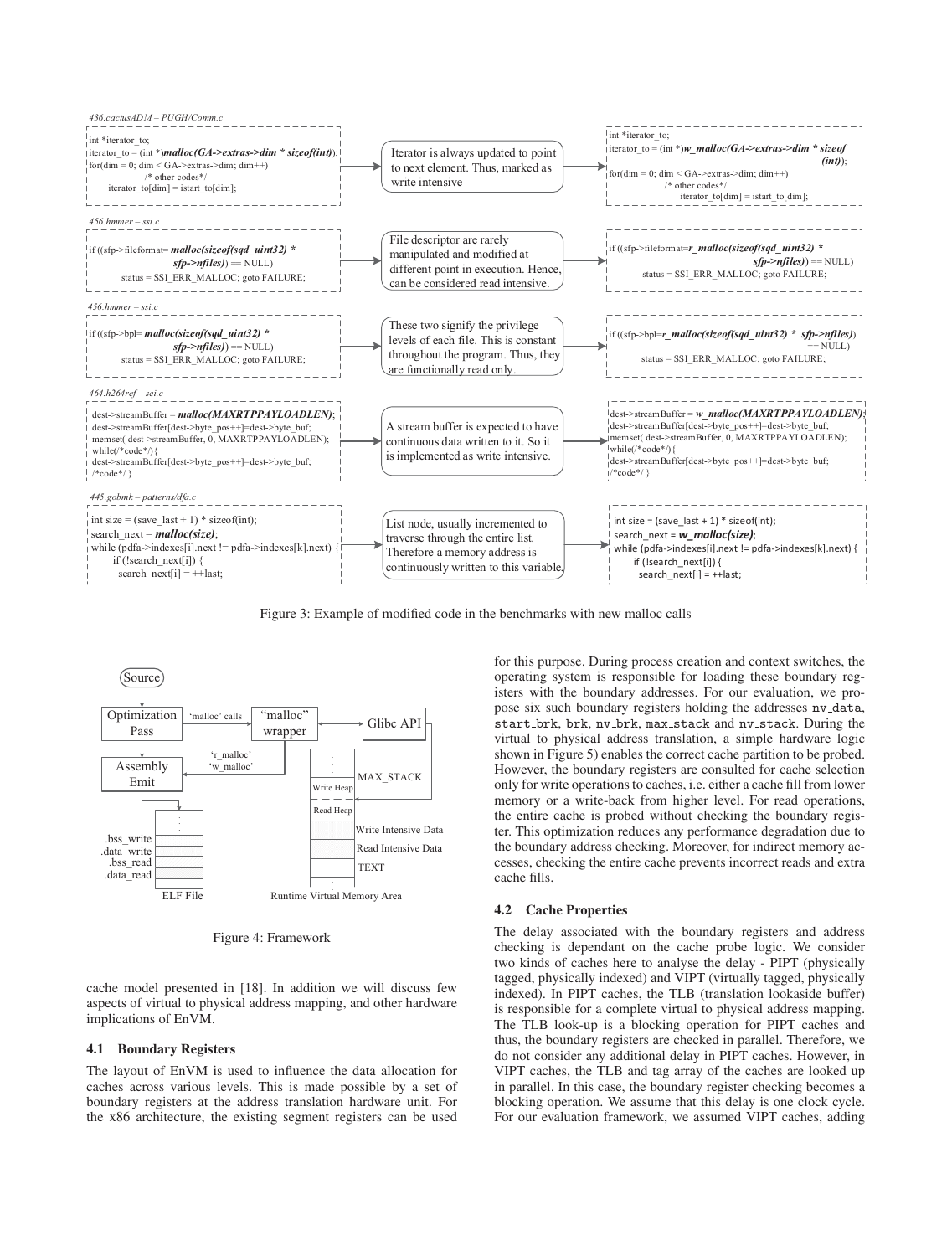*436.cactusADM – PUGH/Comm.c*

```
int *iterator_to;
iterator_to = (int *)malloc(GA->extras->dim * sizeof(int));
for(dim = 0; dim < GA->extras->dim; dim++)
        /* other codes*/
    iterator_to[dim] = istart_to[dim];
```

Iterator is always updated to point to next element. Thus, marked as write intensive

```
int *iterator_to;
iterator_to = (int *)w_malloc(GA->extras->dim * sizeof
                                              (int));
for(dim = 0; dim < GA->extras->dim; dim++)
        /* other codes*/
    iterator_to[dim] = istart_to[dim];
```

*456.hmmer – ssi.c*

```
if ((sfp->fileformat= malloc(sizeof(sqd_uint32) *
                     sfp->nfiles)) == NULL)
    status = SSI_ERR_MALLOC; goto FAILURE;
```

File descriptor are rarely manipulated and modified at different point in execution. Hence, can be considered read intensive.

```
if ((sfp->fileformat=r_malloc(sizeof(sqd_uint32) *
                     sfp->nfiles)) == NULL)
    status = SSI_ERR_MALLOC; goto FAILURE;
```

*456.hmmer – ssi.c*

```
if ((sfp->bpl= malloc(sizeof(sqd_uint32) *
               sfp->nfiles)) == NULL)
    status = SSI_ERR_MALLOC; goto FAILURE;
```

These two signify the privilege levels of each file. This is constant throughout the program. Thus, they are functionally read only.

```
if ((sfp->bpl=r_malloc(sizeof(sqd_uint32) * sfp->nfiles))
                                          == NULL)
    status = SSI_ERR_MALLOC; goto FAILURE;
```

*464.h264ref – sei.c*

```
dest->streamBuffer = malloc(MAXRTPPAYLOADLEN);
dest->streamBuffer[dest->byte_pos++]=dest->byte_buf;
memset( dest->streamBuffer, 0, MAXRTPPAYLOADLEN);
while(/*code*/){
dest->streamBuffer[dest->byte_pos++]=dest->byte_buf;
/*code*/ }
```

A stream buffer is expected to have continuous data written to it. So it is implemented as write intensive.

```
dest->streamBuffer = w_malloc(MAXRTPPAYLOADLEN);
dest->streamBuffer[dest->byte_pos++]=dest->byte_buf;
memset( dest->streamBuffer, 0, MAXRTPPAYLOADLEN);
while(/*code*/){
dest->streamBuffer[dest->byte_pos++]=dest->byte_buf;
/*code*/ }
```

*445.gobmk – patterns/dfa.c*

```
int size = (save_last + 1) * sizeof(int);
search_next = malloc(size);
while (pdfa->indexes[i].next != pdfa->indexes[k].next) {
    if (!search_next[i]) {
        search_next[i] = ++last;
```

List node, usually incremented to traverse through the entire list. Therefore a memory address is continuously written to this variable.

```
int size = (save_last + 1) * sizeof(int);
search_next = w_malloc(size);
while (pdfa->indexes[i].next != pdfa->indexes[k].next) {
    if (!search_next[i]) {
        search_next[i] = ++last;
```

Figure 3: Example of modified code in the benchmarks with new malloc calls

Source → Optimization Pass → ('malloc' calls) → "malloc" wrapper ↔ Glibc API; "malloc" wrapper → ('r_malloc', 'w_malloc') → Assembly Emit → ELF File (.bss_write, .data_write, .bss_read, .data_read); Runtime Virtual Memory Area (MAX_STACK, Write Heap, Read Heap, Write Intensive Data, Read Intensive Data, TEXT)

Figure 4: Framework

cache model presented in [18]. In addition we will discuss few aspects of virtual to physical address mapping, and other hardware implications of EnVM.

### 4.1 Boundary Registers

The layout of EnVM is used to influence the data allocation for caches across various levels. This is made possible by a set of boundary registers at the address translation hardware unit. For the x86 architecture, the existing segment registers can be used for this purpose. During process creation and context switches, the operating system is responsible for loading these boundary registers with the boundary addresses. For our evaluation, we propose six such boundary registers holding the addresses `nv_data`, `start_brk`, `brk`, `nv_brk`, `max_stack` and `nv_stack`. During the virtual to physical address translation, a simple hardware logic shown in Figure 5) enables the correct cache partition to be probed. However, the boundary registers are consulted for cache selection only for write operations to caches, i.e. either a cache fill from lower memory or a write-back from higher level. For read operations, the entire cache is probed without checking the boundary register. This optimization reduces any performance degradation due to the boundary address checking. Moreover, for indirect memory accesses, checking the entire cache prevents incorrect reads and extra cache fills.

### 4.2 Cache Properties

The delay associated with the boundary registers and address checking is dependant on the cache probe logic. We consider two kinds of caches here to analyse the delay - PIPT (physically tagged, physically indexed) and VIPT (virtually tagged, physically indexed). In PIPT caches, the TLB (translation lookaside buffer) is responsible for a complete virtual to physical address mapping. The TLB look-up is a blocking operation for PIPT caches and thus, the boundary registers are checked in parallel. Therefore, we do not consider any additional delay in PIPT caches. However, in VIPT caches, the TLB and tag array of the caches are looked up in parallel. In this case, the boundary register checking becomes a blocking operation. We assume that this delay is one clock cycle. For our evaluation framework, we assumed VIPT caches, adding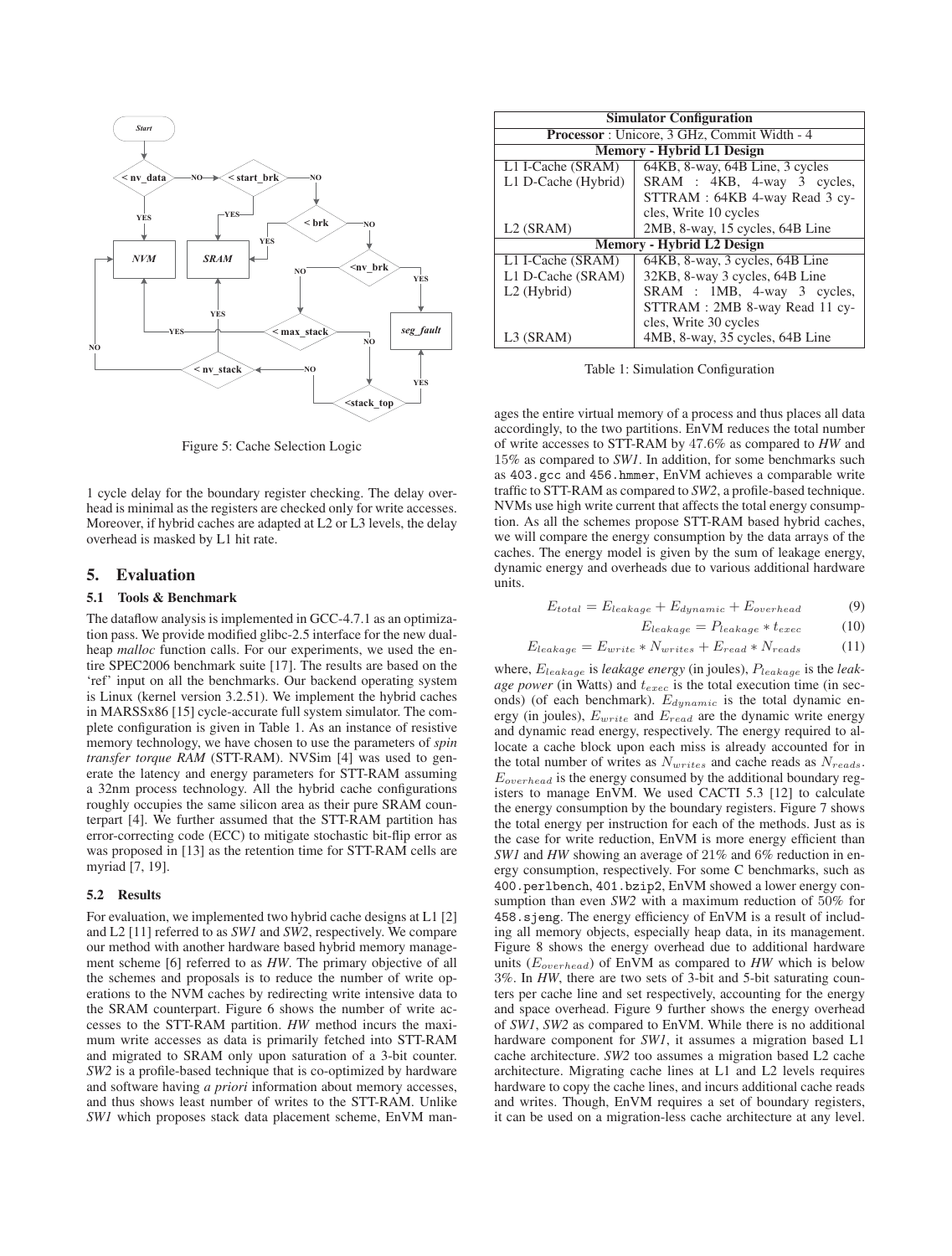Figure 5: Cache Selection Logic

1 cycle delay for the boundary register checking. The delay overhead is minimal as the registers are checked only for write accesses. Moreover, if hybrid caches are adapted at L2 or L3 levels, the delay overhead is masked by L1 hit rate.

## 5. Evaluation

### 5.1 Tools & Benchmark

The dataflow analysis is implemented in GCC-4.7.1 as an optimization pass. We provide modified glibc-2.5 interface for the new dual-heap *malloc* function calls. For our experiments, we used the entire SPEC2006 benchmark suite [17]. The results are based on the 'ref' input on all the benchmarks. Our backend operating system is Linux (kernel version 3.2.51). We implement the hybrid caches in MARSSx86 [15] cycle-accurate full system simulator. The complete configuration is given in Table 1. As an instance of resistive memory technology, we have chosen to use the parameters of *spin transfer torque RAM* (STT-RAM). NVSim [4] was used to generate the latency and energy parameters for STT-RAM assuming a 32nm process technology. All the hybrid cache configurations roughly occupies the same silicon area as their pure SRAM counterpart [4]. We further assumed that the STT-RAM partition has error-correcting code (ECC) to mitigate stochastic bit-flip error as was proposed in [13] as the retention time for STT-RAM cells are myriad [7, 19].

### 5.2 Results

For evaluation, we implemented two hybrid cache designs at L1 [2] and L2 [11] referred to as *SW1* and *SW2*, respectively. We compare our method with another hardware based hybrid memory management scheme [6] referred to as *HW*. The primary objective of all the schemes and proposals is to reduce the number of write operations to the NVM caches by redirecting write intensive data to the SRAM counterpart. Figure 6 shows the number of write accesses to the STT-RAM partition. *HW* method incurs the maximum write accesses as data is primarily fetched into STT-RAM and migrated to SRAM only upon saturation of a 3-bit counter. *SW2* is a profile-based technique that is co-optimized by hardware and software having *a priori* information about memory accesses, and thus shows least number of writes to the STT-RAM. Unlike *SW1* which proposes stack data placement scheme, EnVM manages the entire virtual memory of a process and thus places all data accordingly, to the two partitions. EnVM reduces the total number of write accesses to STT-RAM by 47.6% as compared to *HW* and 15% as compared to *SW1*. In addition, for some benchmarks such as `403.gcc` and `456.hmmer`, EnVM achieves a comparable write traffic to STT-RAM as compared to *SW2*, a profile-based technique. NVMs use high write current that affects the total energy consumption. As all the schemes propose STT-RAM based hybrid caches, we will compare the energy consumption by the data arrays of the caches. The energy model is given by the sum of leakage energy, dynamic energy and overheads due to various additional hardware units.

| Simulator Configuration | |
|---|---|
| **Processor** : Unicore, 3 GHz, Commit Width - 4 | |
| **Memory - Hybrid L1 Design** | |
| L1 I-Cache (SRAM) | 64KB, 8-way, 64B Line, 3 cycles |
| L1 D-Cache (Hybrid) | SRAM : 4KB, 4-way 3 cycles, STTRAM : 64KB 4-way Read 3 cycles, Write 10 cycles |
| L2 (SRAM) | 2MB, 8-way, 15 cycles, 64B Line |
| **Memory - Hybrid L2 Design** | |
| L1 I-Cache (SRAM) | 64KB, 8-way, 3 cycles, 64B Line |
| L1 D-Cache (SRAM) | 32KB, 8-way 3 cycles, 64B Line |
| L2 (Hybrid) | SRAM : 1MB, 4-way 3 cycles, STTRAM : 2MB 8-way Read 11 cycles, Write 30 cycles |
| L3 (SRAM) | 4MB, 8-way, 35 cycles, 64B Line |

Table 1: Simulation Configuration

$$E_{total} = E_{leakage} + E_{dynamic} + E_{overhead} \tag{9}$$

$$E_{leakage} = P_{leakage} * t_{exec} \tag{10}$$

$$E_{leakage} = E_{write} * N_{writes} + E_{read} * N_{reads} \tag{11}$$

where, $E_{leakage}$ is *leakage energy* (in joules), $P_{leakage}$ is the *leakage power* (in Watts) and $t_{exec}$ is the total execution time (in seconds) (of each benchmark). $E_{dynamic}$ is the total dynamic energy (in joules), $E_{write}$ and $E_{read}$ are the dynamic write energy and dynamic read energy, respectively. The energy required to allocate a cache block upon each miss is already accounted for in the total number of writes as $N_{writes}$ and cache reads as $N_{reads}$. $E_{overhead}$ is the energy consumed by the additional boundary registers to manage EnVM. We used CACTI 5.3 [12] to calculate the energy consumption by the boundary registers. Figure 7 shows the total energy per instruction for each of the methods. Just as is the case for write reduction, EnVM is more energy efficient than *SW1* and *HW* showing an average of 21% and 6% reduction in energy consumption, respectively. For some C benchmarks, such as `400.perlbench`, `401.bzip2`, EnVM showed a lower energy consumption than even *SW2* with a maximum reduction of 50% for `458.sjeng`. The energy efficiency of EnVM is a result of including all memory objects, especially heap data, in its management. Figure 8 shows the energy overhead due to additional hardware units ($E_{overhead}$) of EnVM as compared to *HW* which is below 3%. In *HW*, there are two sets of 3-bit and 5-bit saturating counters per cache line and set respectively, accounting for the energy and space overhead. Figure 9 further shows the energy overhead of *SW1*, *SW2* as compared to EnVM. While there is no additional hardware component for *SW1*, it assumes a migration based L1 cache architecture. *SW2* too assumes a migration based L2 cache architecture. Migrating cache lines at L1 and L2 levels requires hardware to copy the cache lines, and incurs additional cache reads and writes. Though, EnVM requires a set of boundary registers, it can be used on a migration-less cache architecture at any level.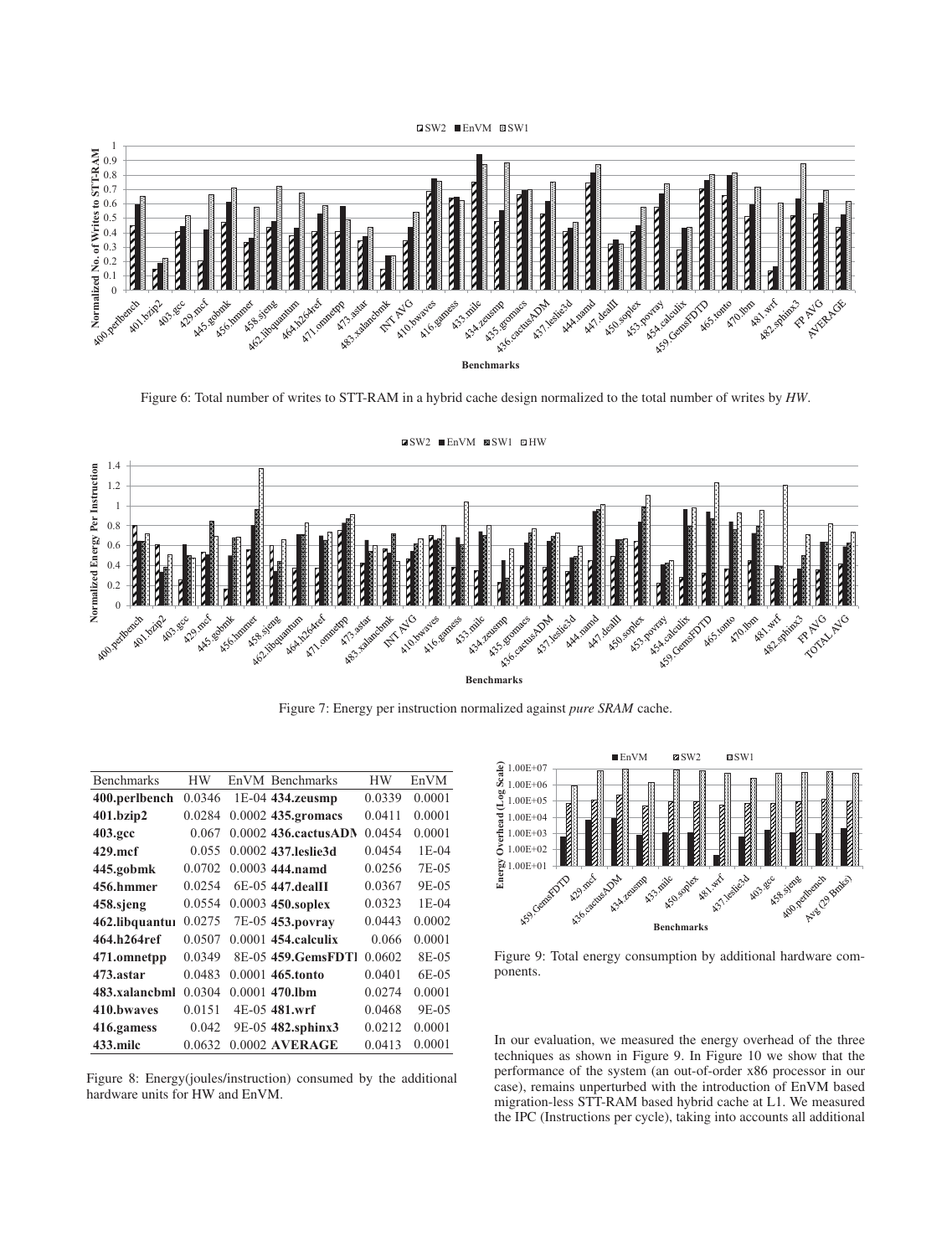Figure 6: Total number of writes to STT-RAM in a hybrid cache design normalized to the total number of writes by *HW*.

Figure 7: Energy per instruction normalized against *pure SRAM* cache.

| Benchmarks | HW | EnVM | Benchmarks | HW | EnVM |
|---|---|---|---|---|---|
| **400.perlbench** | 0.0346 | 1E-04 | **434.zeusmp** | 0.0339 | 0.0001 |
| **401.bzip2** | 0.0284 | 0.0002 | **435.gromacs** | 0.0411 | 0.0001 |
| **403.gcc** | 0.067 | 0.0002 | **436.cactusADM** | 0.0454 | 0.0001 |
| **429.mcf** | 0.055 | 0.0002 | **437.leslie3d** | 0.0454 | 1E-04 |
| **445.gobmk** | 0.0702 | 0.0003 | **444.namd** | 0.0256 | 7E-05 |
| **456.hmmer** | 0.0254 | 6E-05 | **447.dealII** | 0.0367 | 9E-05 |
| **458.sjeng** | 0.0554 | 0.0003 | **450.soplex** | 0.0323 | 1E-04 |
| **462.libquantum** | 0.0275 | 7E-05 | **453.povray** | 0.0443 | 0.0002 |
| **464.h264ref** | 0.0507 | 0.0001 | **454.calculix** | 0.066 | 0.0001 |
| **471.omnetpp** | 0.0349 | 8E-05 | **459.GemsFDTD** | 0.0602 | 8E-05 |
| **473.astar** | 0.0483 | 0.0001 | **465.tonto** | 0.0401 | 6E-05 |
| **483.xalancbmk** | 0.0304 | 0.0001 | **470.lbm** | 0.0274 | 0.0001 |
| **410.bwaves** | 0.0151 | 4E-05 | **481.wrf** | 0.0468 | 9E-05 |
| **416.gamess** | 0.042 | 9E-05 | **482.sphinx3** | 0.0212 | 0.0001 |
| **433.milc** | 0.0632 | 0.0002 | **AVERAGE** | 0.0413 | 0.0001 |

Figure 8: Energy(joules/instruction) consumed by the additional hardware units for HW and EnVM.

Figure 9: Total energy consumption by additional hardware components.

In our evaluation, we measured the energy overhead of the three techniques as shown in Figure 9. In Figure 10 we show that the performance of the system (an out-of-order x86 processor in our case), remains unperturbed with the introduction of EnVM based migration-less STT-RAM based hybrid cache at L1. We measured the IPC (Instructions per cycle), taking into accounts all additional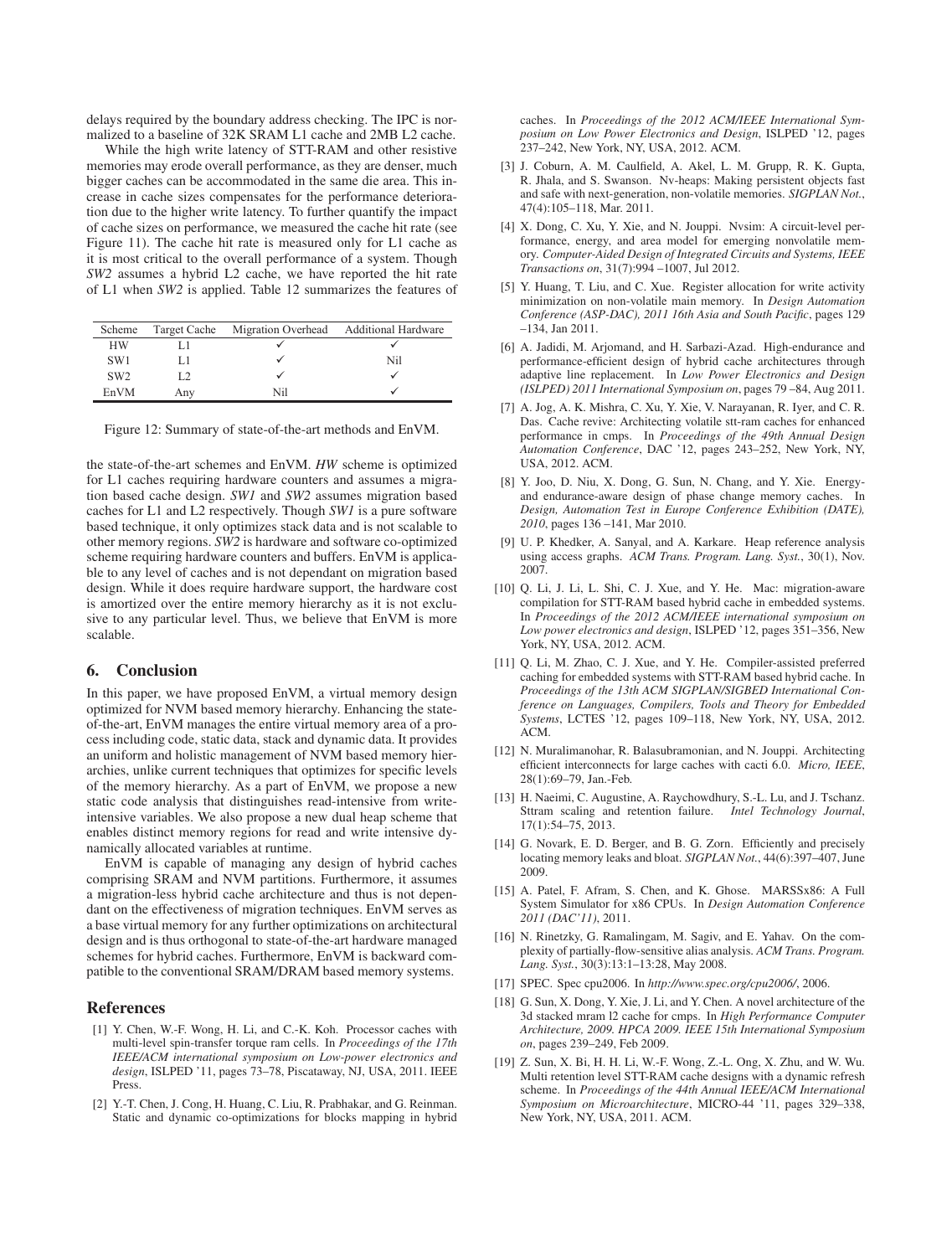delays required by the boundary address checking. The IPC is normalized to a baseline of 32K SRAM L1 cache and 2MB L2 cache.

While the high write latency of STT-RAM and other resistive memories may erode overall performance, as they are denser, much bigger caches can be accommodated in the same die area. This increase in cache sizes compensates for the performance deterioration due to the higher write latency. To further quantify the impact of cache sizes on performance, we measured the cache hit rate (see Figure 11). The cache hit rate is measured only for L1 cache as it is most critical to the overall performance of a system. Though *SW2* assumes a hybrid L2 cache, we have reported the hit rate of L1 when *SW2* is applied. Table 12 summarizes the features of

| Scheme | Target Cache | Migration Overhead | Additional Hardware |
|---|---|---|---|
| HW | L1 | ✓ | ✓ |
| SW1 | L1 | ✓ | Nil |
| SW2 | L2 | ✓ | ✓ |
| EnVM | Any | Nil | ✓ |

Figure 12: Summary of state-of-the-art methods and EnVM.

the state-of-the-art schemes and EnVM. *HW* scheme is optimized for L1 caches requiring hardware counters and assumes a migration based cache design. *SW1* and *SW2* assumes migration based caches for L1 and L2 respectively. Though *SW1* is a pure software based technique, it only optimizes stack data and is not scalable to other memory regions. *SW2* is hardware and software co-optimized scheme requiring hardware counters and buffers. EnVM is applicable to any level of caches and is not dependant on migration based design. While it does require hardware support, the hardware cost is amortized over the entire memory hierarchy as it is not exclusive to any particular level. Thus, we believe that EnVM is more scalable.

## 6. Conclusion

In this paper, we have proposed EnVM, a virtual memory design optimized for NVM based memory hierarchy. Enhancing the state-of-the-art, EnVM manages the entire virtual memory area of a process including code, static data, stack and dynamic data. It provides an uniform and holistic management of NVM based memory hierarchies, unlike current techniques that optimizes for specific levels of the memory hierarchy. As a part of EnVM, we propose a new static code analysis that distinguishes read-intensive from write-intensive variables. We also propose a new dual heap scheme that enables distinct memory regions for read and write intensive dynamically allocated variables at runtime.

EnVM is capable of managing any design of hybrid caches comprising SRAM and NVM partitions. Furthermore, it assumes a migration-less hybrid cache architecture and thus is not dependant on the effectiveness of migration techniques. EnVM serves as a base virtual memory for any further optimizations on architectural design and is thus orthogonal to state-of-the-art hardware managed schemes for hybrid caches. Furthermore, EnVM is backward compatible to the conventional SRAM/DRAM based memory systems.

## References

[1] Y. Chen, W.-F. Wong, H. Li, and C.-K. Koh. Processor caches with multi-level spin-transfer torque ram cells. In *Proceedings of the 17th IEEE/ACM international symposium on Low-power electronics and design*, ISLPED '11, pages 73–78, Piscataway, NJ, USA, 2011. IEEE Press.

[2] Y.-T. Chen, J. Cong, H. Huang, C. Liu, R. Prabhakar, and G. Reinman. Static and dynamic co-optimizations for blocks mapping in hybrid caches. In *Proceedings of the 2012 ACM/IEEE International Symposium on Low Power Electronics and Design*, ISLPED '12, pages 237–242, New York, NY, USA, 2012. ACM.

[3] J. Coburn, A. M. Caulfield, A. Akel, L. M. Grupp, R. K. Gupta, R. Jhala, and S. Swanson. Nv-heaps: Making persistent objects fast and safe with next-generation, non-volatile memories. *SIGPLAN Not.*, 47(4):105–118, Mar. 2011.

[4] X. Dong, C. Xu, Y. Xie, and N. Jouppi. Nvsim: A circuit-level performance, energy, and area model for emerging nonvolatile memory. *Computer-Aided Design of Integrated Circuits and Systems, IEEE Transactions on*, 31(7):994 –1007, Jul 2012.

[5] Y. Huang, T. Liu, and C. Xue. Register allocation for write activity minimization on non-volatile main memory. In *Design Automation Conference (ASP-DAC), 2011 16th Asia and South Pacific*, pages 129 –134, Jan 2011.

[6] A. Jadidi, M. Arjomand, and H. Sarbazi-Azad. High-endurance and performance-efficient design of hybrid cache architectures through adaptive line replacement. In *Low Power Electronics and Design (ISLPED) 2011 International Symposium on*, pages 79 –84, Aug 2011.

[7] A. Jog, A. K. Mishra, C. Xu, Y. Xie, V. Narayanan, R. Iyer, and C. R. Das. Cache revive: Architecting volatile stt-ram caches for enhanced performance in cmps. In *Proceedings of the 49th Annual Design Automation Conference*, DAC '12, pages 243–252, New York, NY, USA, 2012. ACM.

[8] Y. Joo, D. Niu, X. Dong, G. Sun, N. Chang, and Y. Xie. Energy- and endurance-aware design of phase change memory caches. In *Design, Automation Test in Europe Conference Exhibition (DATE), 2010*, pages 136 –141, Mar 2010.

[9] U. P. Khedker, A. Sanyal, and A. Karkare. Heap reference analysis using access graphs. *ACM Trans. Program. Lang. Syst.*, 30(1), Nov. 2007.

[10] Q. Li, J. Li, L. Shi, C. J. Xue, and Y. He. Mac: migration-aware compilation for STT-RAM based hybrid cache in embedded systems. In *Proceedings of the 2012 ACM/IEEE international symposium on Low power electronics and design*, ISLPED '12, pages 351–356, New York, NY, USA, 2012. ACM.

[11] Q. Li, M. Zhao, C. J. Xue, and Y. He. Compiler-assisted preferred caching for embedded systems with STT-RAM based hybrid cache. In *Proceedings of the 13th ACM SIGPLAN/SIGBED International Conference on Languages, Compilers, Tools and Theory for Embedded Systems*, LCTES '12, pages 109–118, New York, NY, USA, 2012. ACM.

[12] N. Muralimanohar, R. Balasubramonian, and N. Jouppi. Architecting efficient interconnects for large caches with cacti 6.0. *Micro, IEEE*, 28(1):69–79, Jan.-Feb.

[13] H. Naeimi, C. Augustine, A. Raychowdhury, S.-L. Lu, and J. Tschanz. Sttram scaling and retention failure. *Intel Technology Journal*, 17(1):54–75, 2013.

[14] G. Novark, E. D. Berger, and B. G. Zorn. Efficiently and precisely locating memory leaks and bloat. *SIGPLAN Not.*, 44(6):397–407, June 2009.

[15] A. Patel, F. Afram, S. Chen, and K. Ghose. MARSSx86: A Full System Simulator for x86 CPUs. In *Design Automation Conference 2011 (DAC'11)*, 2011.

[16] N. Rinetzky, G. Ramalingam, M. Sagiv, and E. Yahav. On the complexity of partially-flow-sensitive alias analysis. *ACM Trans. Program. Lang. Syst.*, 30(3):13:1–13:28, May 2008.

[17] SPEC. Spec cpu2006. In *http://www.spec.org/cpu2006/*, 2006.

[18] G. Sun, X. Dong, Y. Xie, J. Li, and Y. Chen. A novel architecture of the 3d stacked mram l2 cache for cmps. In *High Performance Computer Architecture, 2009. HPCA 2009. IEEE 15th International Symposium on*, pages 239–249, Feb 2009.

[19] Z. Sun, X. Bi, H. H. Li, W.-F. Wong, Z.-L. Ong, X. Zhu, and W. Wu. Multi retention level STT-RAM cache designs with a dynamic refresh scheme. In *Proceedings of the 44th Annual IEEE/ACM International Symposium on Microarchitecture*, MICRO-44 '11, pages 329–338, New York, NY, USA, 2011. ACM.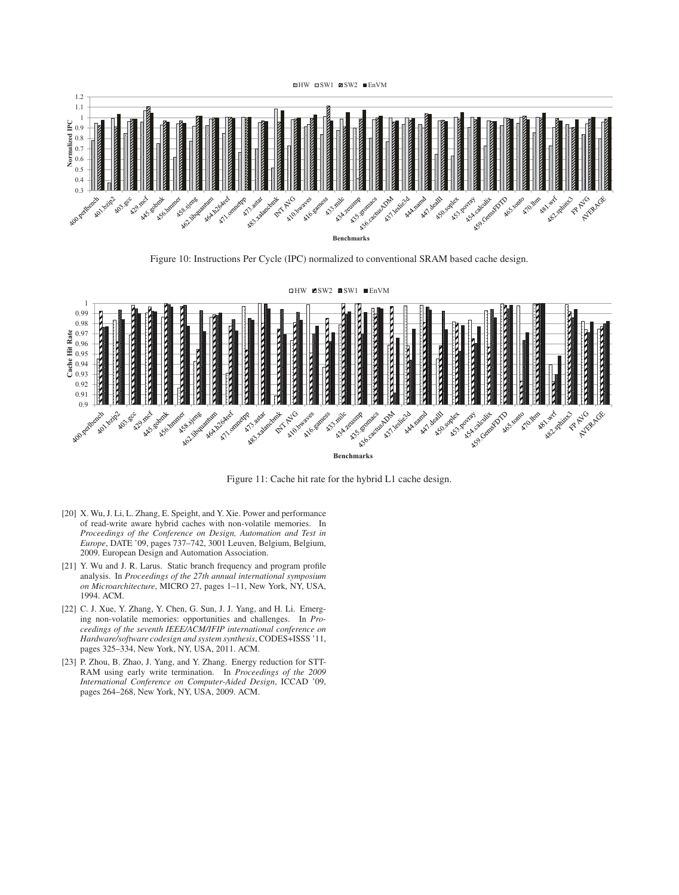HW SW1 SW2 EnVM

Normalized IPC

1.2
1.1
1
0.9
0.8
0.7
0.6
0.5
0.4
0.3

400.perlbench 401.bzip2 403.gcc 429.mcf 445.gobmk 456.hmmer 458.sjeng 462.libquantum 464.h264ref 471.omnetpp 473.astar 483.xalancbmk INT AVG 410.bwaves 416.gamess 433.milc 434.zeusmp 435.gromacs 436.cactusADM 437.leslie3d 444.namd 447.dealII 450.soplex 453.povray 454.calculix 459.GemsFDTD 465.tonto 470.lbm 481.wrf 482.sphinx3 FP AVG AVERAGE

Benchmarks

Figure 10: Instructions Per Cycle (IPC) normalized to conventional SRAM based cache design.

HW SW2 SW1 EnVM

Cache Hit Rate

1
0.99
0.98
0.97
0.96
0.95
0.94
0.93
0.92
0.91
0.9

400.perlbench 401.bzip2 403.gcc 429.mcf 445.gobmk 456.hmmer 458.sjeng 462.libquantum 464.h264ref 471.omnetpp 473.astar 483.xalancbmk INT AVG 410.bwaves 416.gamess 433.milc 434.zeusmp 435.gromacs 436.cactusADM 437.leslie3d 444.namd 447.dealII 450.soplex 453.povray 454.calculix 459.GemsFDTD 465.tonto 470.lbm 481.wrf 482.sphinx3 FP AVG AVERAGE

Benchmarks

Figure 11: Cache hit rate for the hybrid L1 cache design.

[20] X. Wu, J. Li, L. Zhang, E. Speight, and Y. Xie. Power and performance of read-write aware hybrid caches with non-volatile memories. In *Proceedings of the Conference on Design, Automation and Test in Europe*, DATE '09, pages 737–742, 3001 Leuven, Belgium, Belgium, 2009. European Design and Automation Association.

[21] Y. Wu and J. R. Larus. Static branch frequency and program profile analysis. In *Proceedings of the 27th annual international symposium on Microarchitecture*, MICRO 27, pages 1–11, New York, NY, USA, 1994. ACM.

[22] C. J. Xue, Y. Zhang, Y. Chen, G. Sun, J. J. Yang, and H. Li. Emerging non-volatile memories: opportunities and challenges. In *Proceedings of the seventh IEEE/ACM/IFIP international conference on Hardware/software codesign and system synthesis*, CODES+ISSS '11, pages 325–334, New York, NY, USA, 2011. ACM.

[23] P. Zhou, B. Zhao, J. Yang, and Y. Zhang. Energy reduction for STT-RAM using early write termination. In *Proceedings of the 2009 International Conference on Computer-Aided Design*, ICCAD '09, pages 264–268, New York, NY, USA, 2009. ACM.